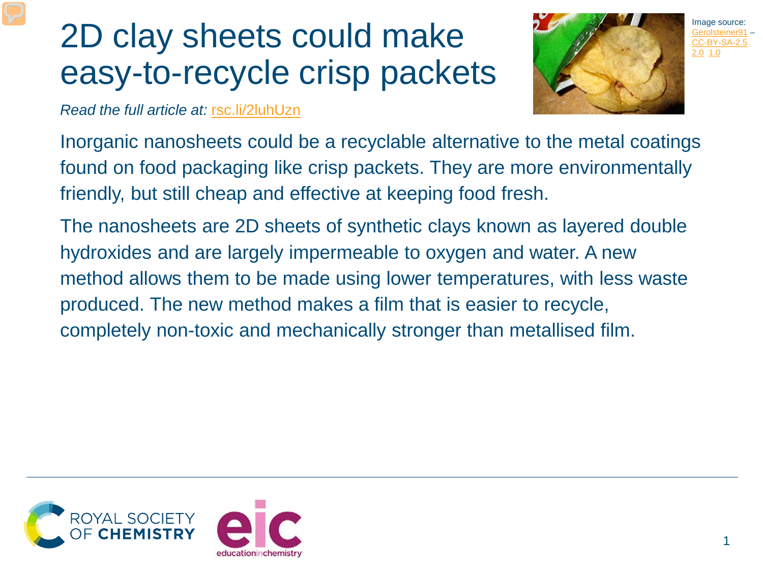# 2D clay sheets could make easy-to-recycle crisp packets

*Read the full article at:* rsc.li/2luhUzn

Image source: Gerolsteiner91 – CC-BY-SA-2.5 2.0 1.0

Inorganic nanosheets could be a recyclable alternative to the metal coatings found on food packaging like crisp packets. They are more environmentally friendly, but still cheap and effective at keeping food fresh.

The nanosheets are 2D sheets of synthetic clays known as layered double hydroxides and are largely impermeable to oxygen and water. A new method allows them to be made using lower temperatures, with less waste produced. The new method makes a film that is easier to recycle, completely non-toxic and mechanically stronger than metallised film.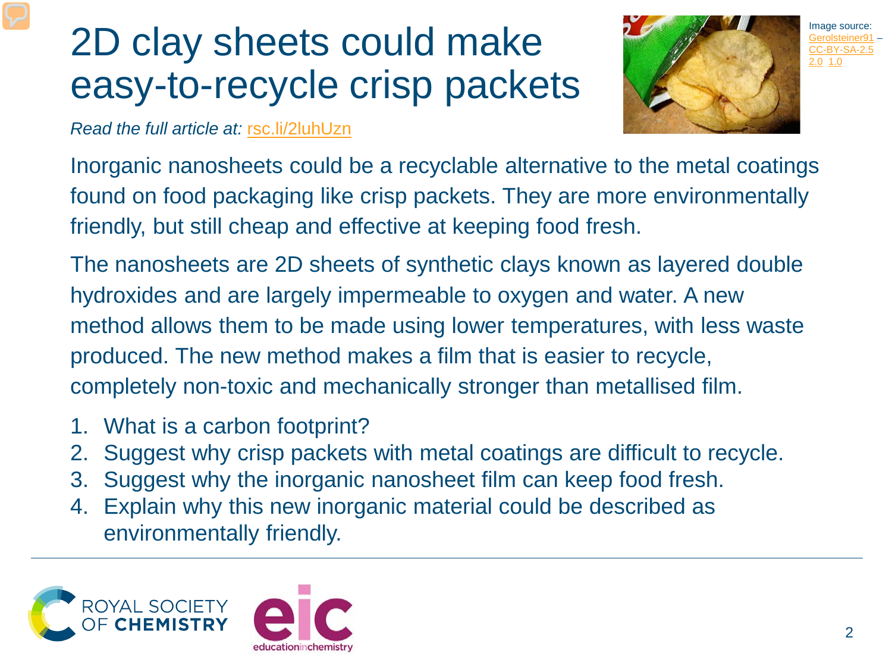# 2D clay sheets could make easy-to-recycle crisp packets

*Read the full article at:* rsc.li/2luhUzn

Image source: Gerolsteiner91 – CC-BY-SA-2.5 2.0 1.0

Inorganic nanosheets could be a recyclable alternative to the metal coatings found on food packaging like crisp packets. They are more environmentally friendly, but still cheap and effective at keeping food fresh.

The nanosheets are 2D sheets of synthetic clays known as layered double hydroxides and are largely impermeable to oxygen and water. A new method allows them to be made using lower temperatures, with less waste produced. The new method makes a film that is easier to recycle, completely non-toxic and mechanically stronger than metallised film.

1. What is a carbon footprint?
2. Suggest why crisp packets with metal coatings are difficult to recycle.
3. Suggest why the inorganic nanosheet film can keep food fresh.
4. Explain why this new inorganic material could be described as environmentally friendly.